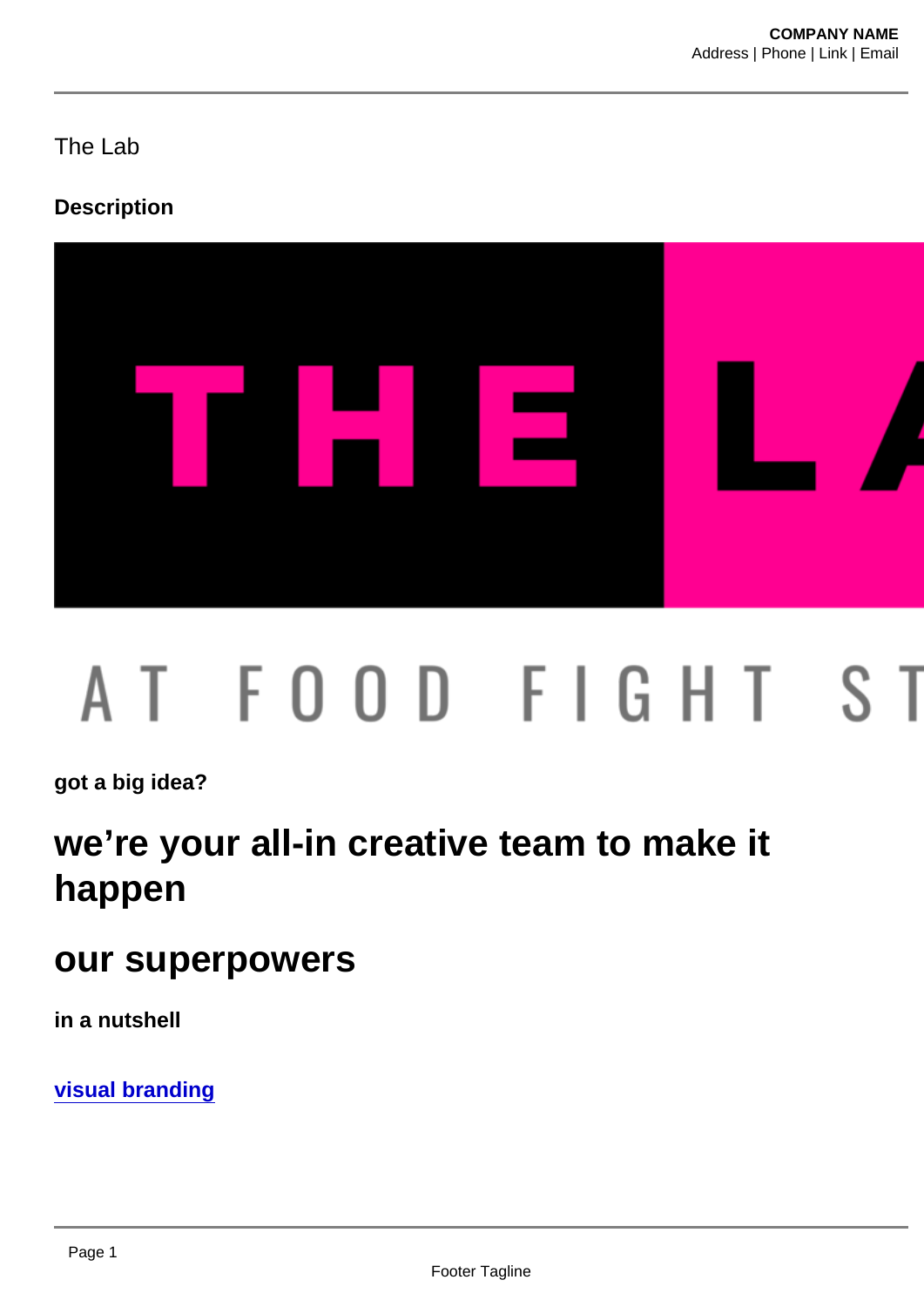The Lab

**Description**

got a big idea?

## we’re your all-in creative team to make it happen

## our superpowers

**in a nutshell**

**visual branding**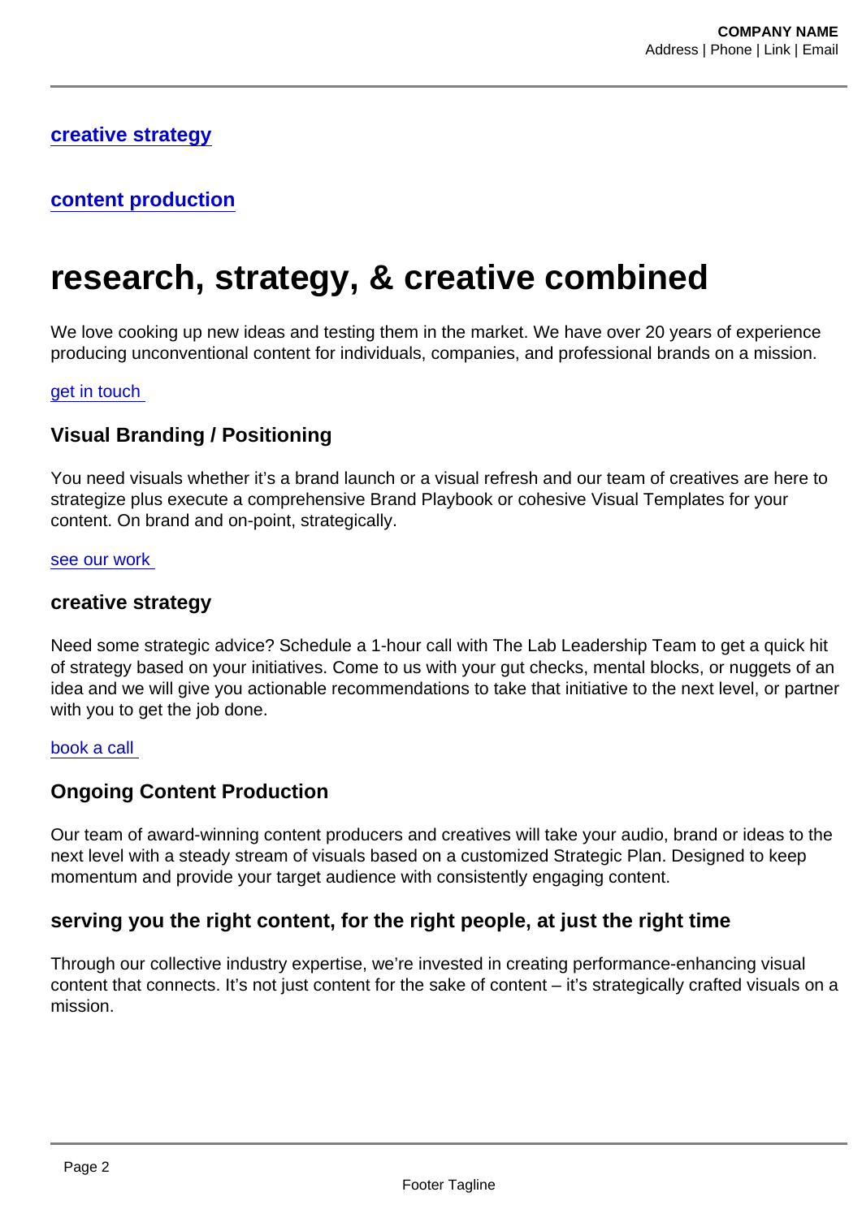[creative strategy]

[content production]

# research, strategy, & creative combined

We love cooking up new ideas and testing them in the market. We have over 20 years of experience producing unconventional content for individuals, companies, and professional brands on a mission.

get in touch

### Visual Branding / Positioning

You need visuals whether it's a brand launch or a visual refresh and our team of creatives are here to strategize plus execute a comprehensive Brand Playbook or cohesive Visual Templates for your content. On brand and on-point, strategically.

see our work

### creative strategy

Need some strategic advice? Schedule a 1-hour call with The Lab Leadership Team to get a quick hit of strategy based on your initiatives. Come to us with your gut checks, mental blocks, or nuggets of an idea and we will give you actionable recommendations to take that initiative to the next level, or partner with you to get the job done.

book a call

### Ongoing Content Production

Our team of award-winning content producers and creatives will take your audio, brand or ideas to the next level with a steady stream of visuals based on a customized Strategic Plan. Designed to keep momentum and provide your target audience with consistently engaging content.

### serving you the right content, for the right people, at just the right time

Through our collective industry expertise, we're invested in creating performance-enhancing visual content that connects. It's not just content for the sake of content – it's strategically crafted visuals on a mission.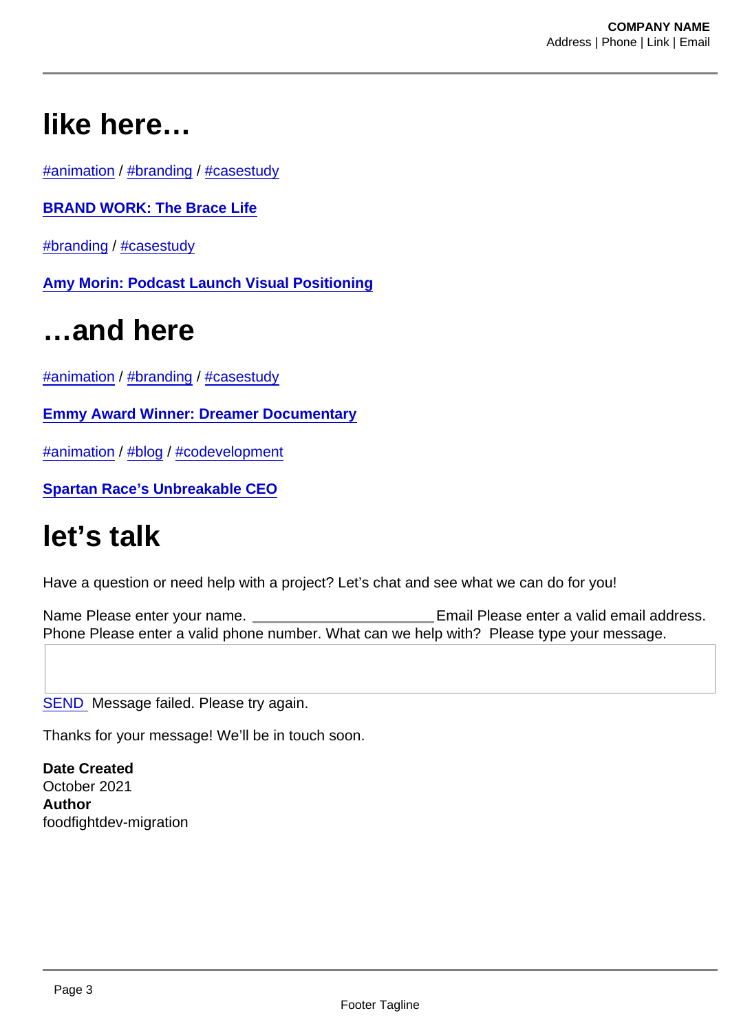# like here…

#animation / #branding / #casestudy

**BRAND WORK: The Brace Life**

#branding / #casestudy

**Amy Morin: Podcast Launch Visual Positioning**

# …and here

#animation / #branding / #casestudy

**Emmy Award Winner: Dreamer Documentary**

#animation / #blog / #codevelopment

**Spartan Race's Unbreakable CEO**

# let's talk

Have a question or need help with a project? Let's chat and see what we can do for you!

Name Please enter your name. ______________________ Email Please enter a valid email address. Phone Please enter a valid phone number. What can we help with? Please type your message.

SEND Message failed. Please try again.

Thanks for your message! We'll be in touch soon.

**Date Created**
October 2021
**Author**
foodfightdev-migration